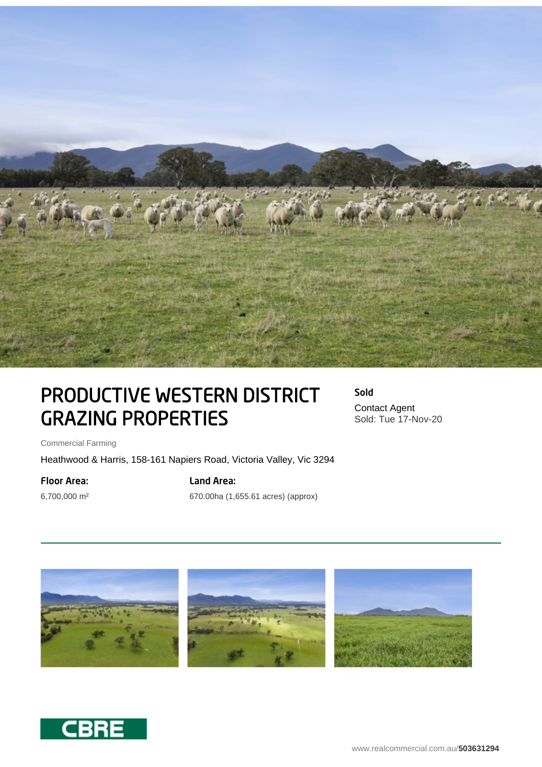# PRODUCTIVE WESTERN DISTRICT GRAZING PROPERTIES

**Sold**

Contact Agent

Sold: Tue 17-Nov-20

Commercial Farming

Heathwood & Harris, 158-161 Napiers Road, Victoria Valley, Vic 3294

**Floor Area:**

6,700,000 m²

**Land Area:**

670.00ha (1,655.61 acres) (approx)

CBRE

www.realcommercial.com.au/**503631294**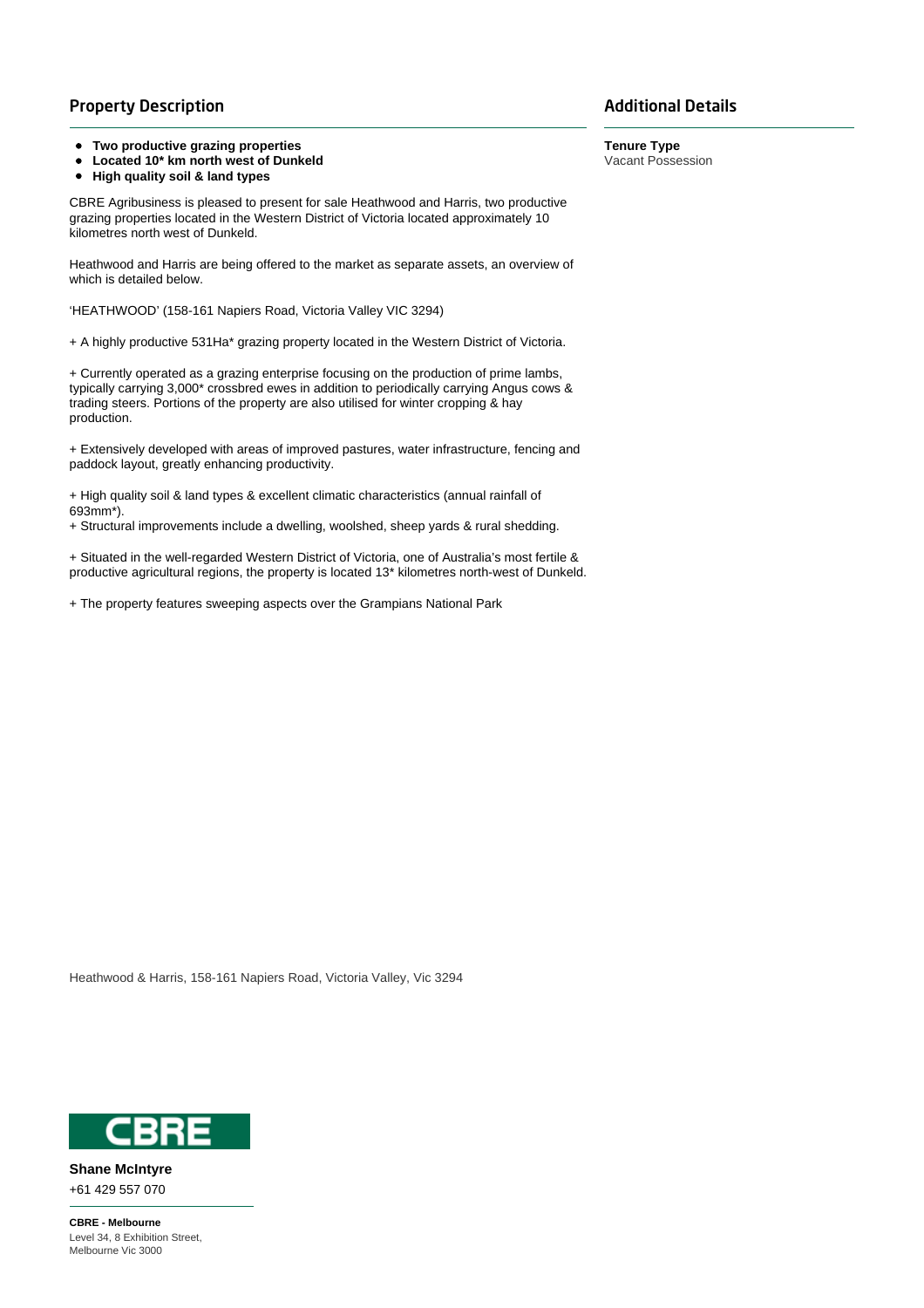## Property Description

- **Two productive grazing properties**
- **Located 10* km north west of Dunkeld**
- **High quality soil & land types**

CBRE Agribusiness is pleased to present for sale Heathwood and Harris, two productive grazing properties located in the Western District of Victoria located approximately 10 kilometres north west of Dunkeld.

Heathwood and Harris are being offered to the market as separate assets, an overview of which is detailed below.

'HEATHWOOD' (158-161 Napiers Road, Victoria Valley VIC 3294)

+ A highly productive 531Ha* grazing property located in the Western District of Victoria.

+ Currently operated as a grazing enterprise focusing on the production of prime lambs, typically carrying 3,000* crossbred ewes in addition to periodically carrying Angus cows & trading steers. Portions of the property are also utilised for winter cropping & hay production.

+ Extensively developed with areas of improved pastures, water infrastructure, fencing and paddock layout, greatly enhancing productivity.

+ High quality soil & land types & excellent climatic characteristics (annual rainfall of 693mm*).
+ Structural improvements include a dwelling, woolshed, sheep yards & rural shedding.

+ Situated in the well-regarded Western District of Victoria, one of Australia's most fertile & productive agricultural regions, the property is located 13* kilometres north-west of Dunkeld.

+ The property features sweeping aspects over the Grampians National Park

## Additional Details

**Tenure Type**
Vacant Possession

Heathwood & Harris, 158-161 Napiers Road, Victoria Valley, Vic 3294

CBRE

**Shane McIntyre**
+61 429 557 070

**CBRE - Melbourne**
Level 34, 8 Exhibition Street,
Melbourne Vic 3000